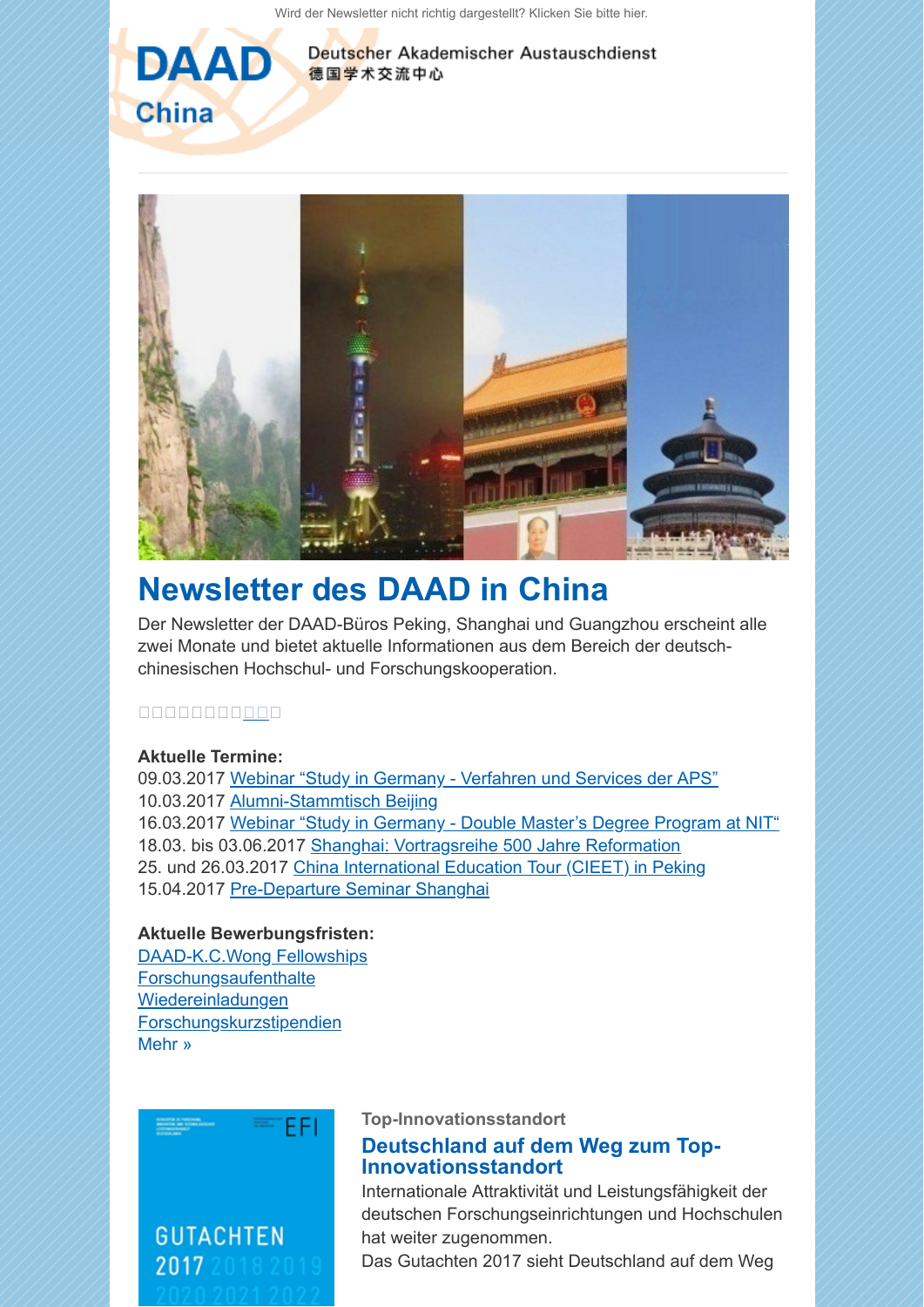Wird der Newsletter nicht richtig dargestellt? Klicken Sie bitte hier.

DAAD China

Deutscher Akademischer Austauschdienst
德国学术交流中心

# Newsletter des DAAD in China

Der Newsletter der DAAD-Büros Peking, Shanghai und Guangzhou erscheint alle zwei Monate und bietet aktuelle Informationen aus dem Bereich der deutsch-chinesischen Hochschul- und Forschungskooperation.

□□□□□□□□□□□

**Aktuelle Termine:**
09.03.2017 Webinar "Study in Germany - Verfahren und Services der APS"
10.03.2017 Alumni-Stammtisch Beijing
16.03.2017 Webinar "Study in Germany - Double Master's Degree Program at NIT"
18.03. bis 03.06.2017 Shanghai: Vortragsreihe 500 Jahre Reformation
25. und 26.03.2017 China International Education Tour (CIEET) in Peking
15.04.2017 Pre-Departure Seminar Shanghai

**Aktuelle Bewerbungsfristen:**
DAAD-K.C.Wong Fellowships
Forschungsaufenthalte
Wiedereinladungen
Forschungskurzstipendien
Mehr »

EFI GUTACHTEN 2017 2018 2019 2020 2021 2022

**Top-Innovationsstandort**

## Deutschland auf dem Weg zum Top-Innovationsstandort

Internationale Attraktivität und Leistungsfähigkeit der deutschen Forschungseinrichtungen und Hochschulen hat weiter zugenommen.
Das Gutachten 2017 sieht Deutschland auf dem Weg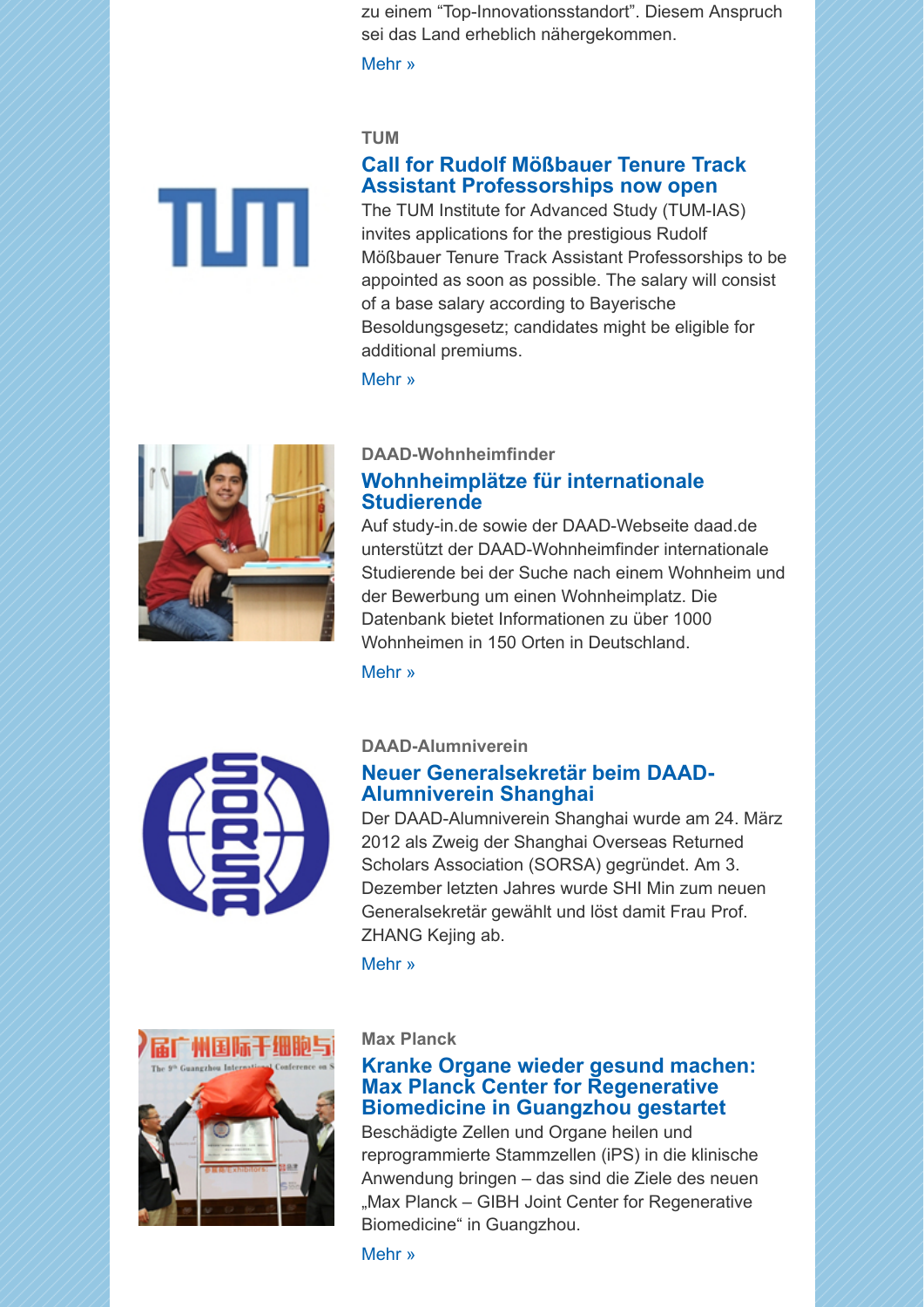zu einem “Top-Innovationsstandort”. Diesem Anspruch sei das Land erheblich nähergekommen.

Mehr »

**TUM**

## Call for Rudolf Mößbauer Tenure Track Assistant Professorships now open

The TUM Institute for Advanced Study (TUM-IAS) invites applications for the prestigious Rudolf Mößbauer Tenure Track Assistant Professorships to be appointed as soon as possible. The salary will consist of a base salary according to Bayerische Besoldungsgesetz; candidates might be eligible for additional premiums.

Mehr »

**DAAD-Wohnheimfinder**

## Wohnheimplätze für internationale Studierende

Auf study-in.de sowie der DAAD-Webseite daad.de unterstützt der DAAD-Wohnheimfinder internationale Studierende bei der Suche nach einem Wohnheim und der Bewerbung um einen Wohnheimplatz. Die Datenbank bietet Informationen zu über 1000 Wohnheimen in 150 Orten in Deutschland.

Mehr »

**DAAD-Alumniverein**

## Neuer Generalsekretär beim DAAD-Alumniverein Shanghai

Der DAAD-Alumniverein Shanghai wurde am 24. März 2012 als Zweig der Shanghai Overseas Returned Scholars Association (SORSA) gegründet. Am 3. Dezember letzten Jahres wurde SHI Min zum neuen Generalsekretär gewählt und löst damit Frau Prof. ZHANG Kejing ab.

Mehr »

**Max Planck**

## Kranke Organe wieder gesund machen: Max Planck Center for Regenerative Biomedicine in Guangzhou gestartet

Beschädigte Zellen und Organe heilen und reprogrammierte Stammzellen (iPS) in die klinische Anwendung bringen – das sind die Ziele des neuen „Max Planck – GIBH Joint Center for Regenerative Biomedicine“ in Guangzhou.

Mehr »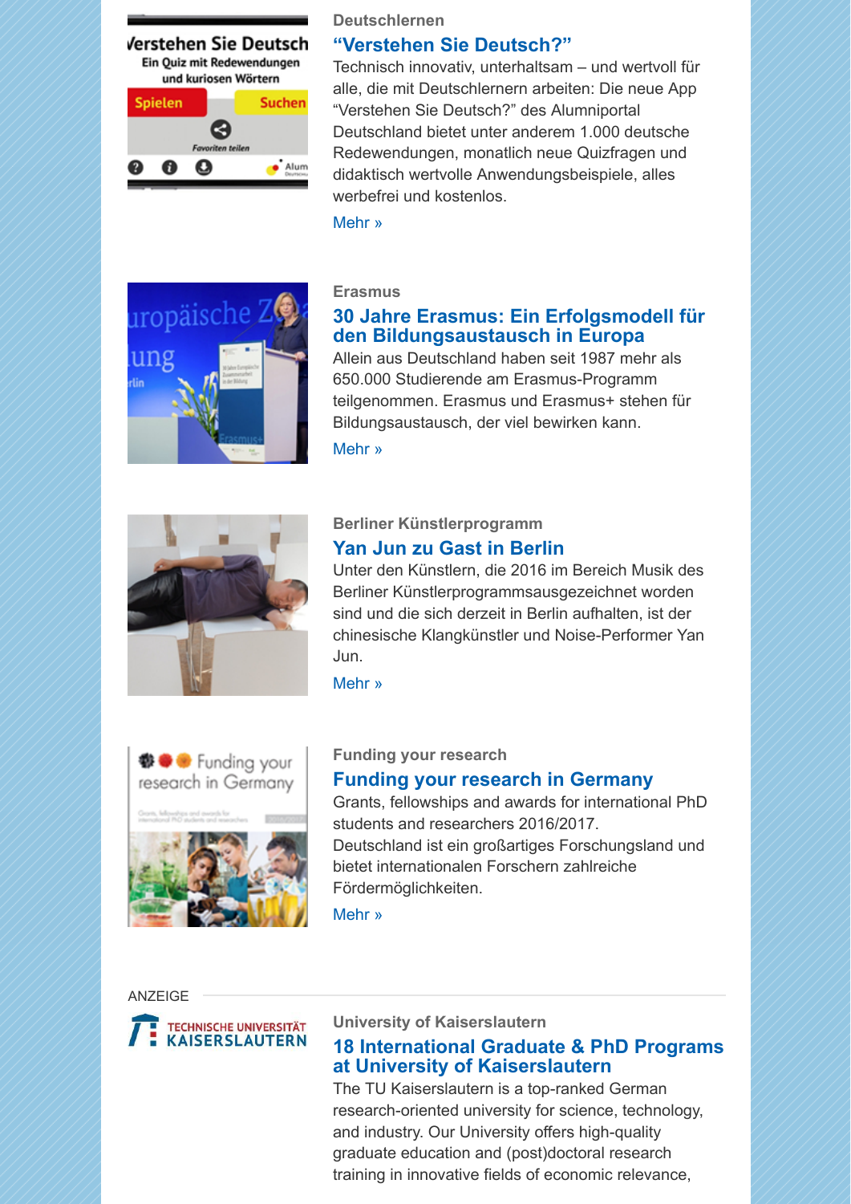Deutschlernen

## "Verstehen Sie Deutsch?"

Technisch innovativ, unterhaltsam – und wertvoll für alle, die mit Deutschlernern arbeiten: Die neue App "Verstehen Sie Deutsch?" des Alumniportal Deutschland bietet unter anderem 1.000 deutsche Redewendungen, monatlich neue Quizfragen und didaktisch wertvolle Anwendungsbeispiele, alles werbefrei und kostenlos.

Mehr »

Erasmus

## 30 Jahre Erasmus: Ein Erfolgsmodell für den Bildungsaustausch in Europa

Allein aus Deutschland haben seit 1987 mehr als 650.000 Studierende am Erasmus-Programm teilgenommen. Erasmus und Erasmus+ stehen für Bildungsaustausch, der viel bewirken kann.

Mehr »

Berliner Künstlerprogramm

## Yan Jun zu Gast in Berlin

Unter den Künstlern, die 2016 im Bereich Musik des Berliner Künstlerprogrammsausgezeichnet worden sind und die sich derzeit in Berlin aufhalten, ist der chinesische Klangkünstler und Noise-Performer Yan Jun.

Mehr »

Funding your research

## Funding your research in Germany

Grants, fellowships and awards for international PhD students and researchers 2016/2017.
Deutschland ist ein großartiges Forschungsland und bietet internationalen Forschern zahlreiche Fördermöglichkeiten.

Mehr »

ANZEIGE

TECHNISCHE UNIVERSITÄT KAISERSLAUTERN

University of Kaiserslautern

## 18 International Graduate & PhD Programs at University of Kaiserslautern

The TU Kaiserslautern is a top-ranked German research-oriented university for science, technology, and industry. Our University offers high-quality graduate education and (post)doctoral research training in innovative fields of economic relevance,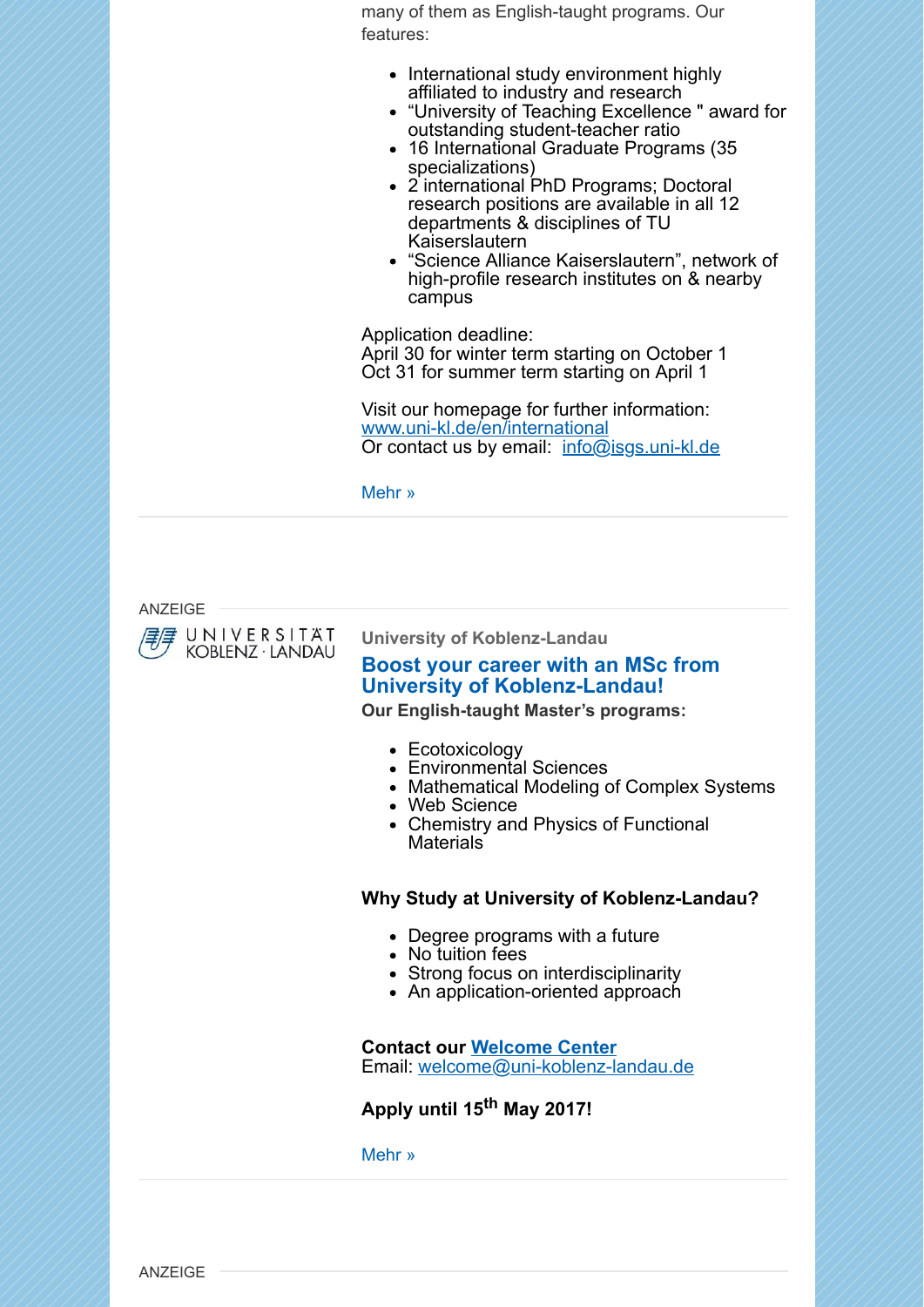many of them as English-taught programs. Our features:

- International study environment highly affiliated to industry and research
- "University of Teaching Excellence " award for outstanding student-teacher ratio
- 16 International Graduate Programs (35 specializations)
- 2 international PhD Programs; Doctoral research positions are available in all 12 departments & disciplines of TU Kaiserslautern
- "Science Alliance Kaiserslautern", network of high-profile research institutes on & nearby campus

Application deadline:
April 30 for winter term starting on October 1
Oct 31 for summer term starting on April 1

Visit our homepage for further information:
[www.uni-kl.de/en/international](www.uni-kl.de/en/international)
Or contact us by email: [info@isgs.uni-kl.de](mailto:info@isgs.uni-kl.de)

Mehr »

---

ANZEIGE

UNIVERSITÄT KOBLENZ · LANDAU

University of Koblenz-Landau

## Boost your career with an MSc from University of Koblenz-Landau!

**Our English-taught Master's programs:**

- Ecotoxicology
- Environmental Sciences
- Mathematical Modeling of Complex Systems
- Web Science
- Chemistry and Physics of Functional Materials

**Why Study at University of Koblenz-Landau?**

- Degree programs with a future
- No tuition fees
- Strong focus on interdisciplinarity
- An application-oriented approach

**Contact our Welcome Center**
Email: [welcome@uni-koblenz-landau.de](mailto:welcome@uni-koblenz-landau.de)

**Apply until 15th May 2017!**

Mehr »

---

ANZEIGE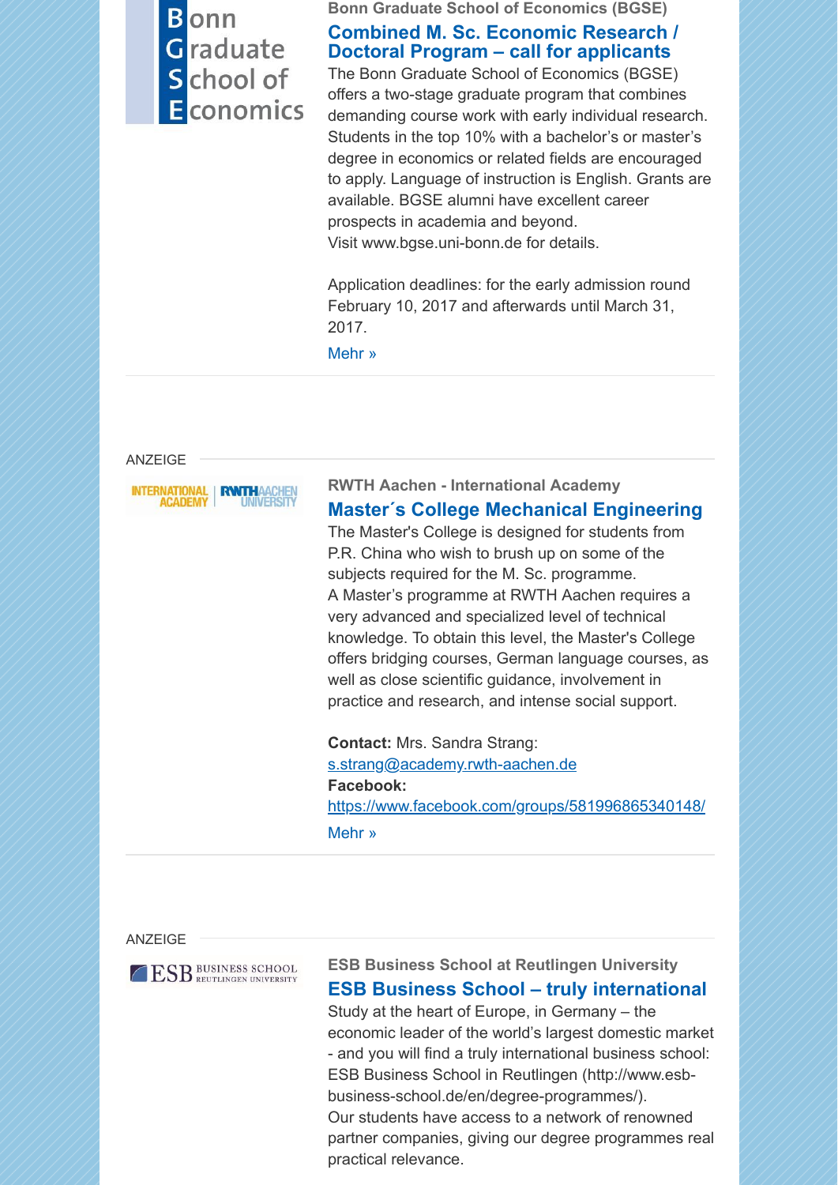Bonn Graduate School of Economics

**Bonn Graduate School of Economics (BGSE)**

### Combined M. Sc. Economic Research / Doctoral Program – call for applicants

The Bonn Graduate School of Economics (BGSE) offers a two-stage graduate program that combines demanding course work with early individual research. Students in the top 10% with a bachelor's or master's degree in economics or related fields are encouraged to apply. Language of instruction is English. Grants are available. BGSE alumni have excellent career prospects in academia and beyond.
Visit www.bgse.uni-bonn.de for details.

Application deadlines: for the early admission round February 10, 2017 and afterwards until March 31, 2017.

Mehr »

---

ANZEIGE

INTERNATIONAL ACADEMY | RWTH AACHEN UNIVERSITY

**RWTH Aachen - International Academy**

### Master´s College Mechanical Engineering

The Master's College is designed for students from P.R. China who wish to brush up on some of the subjects required for the M. Sc. programme.
A Master's programme at RWTH Aachen requires a very advanced and specialized level of technical knowledge. To obtain this level, the Master's College offers bridging courses, German language courses, as well as close scientific guidance, involvement in practice and research, and intense social support.

**Contact:** Mrs. Sandra Strang:
s.strang@academy.rwth-aachen.de
**Facebook:**
https://www.facebook.com/groups/581996865340148/

Mehr »

---

ANZEIGE

ESB BUSINESS SCHOOL REUTLINGEN UNIVERSITY

**ESB Business School at Reutlingen University**

### ESB Business School – truly international

Study at the heart of Europe, in Germany – the economic leader of the world's largest domestic market - and you will find a truly international business school: ESB Business School in Reutlingen (http://www.esb-business-school.de/en/degree-programmes/).
Our students have access to a network of renowned partner companies, giving our degree programmes real practical relevance.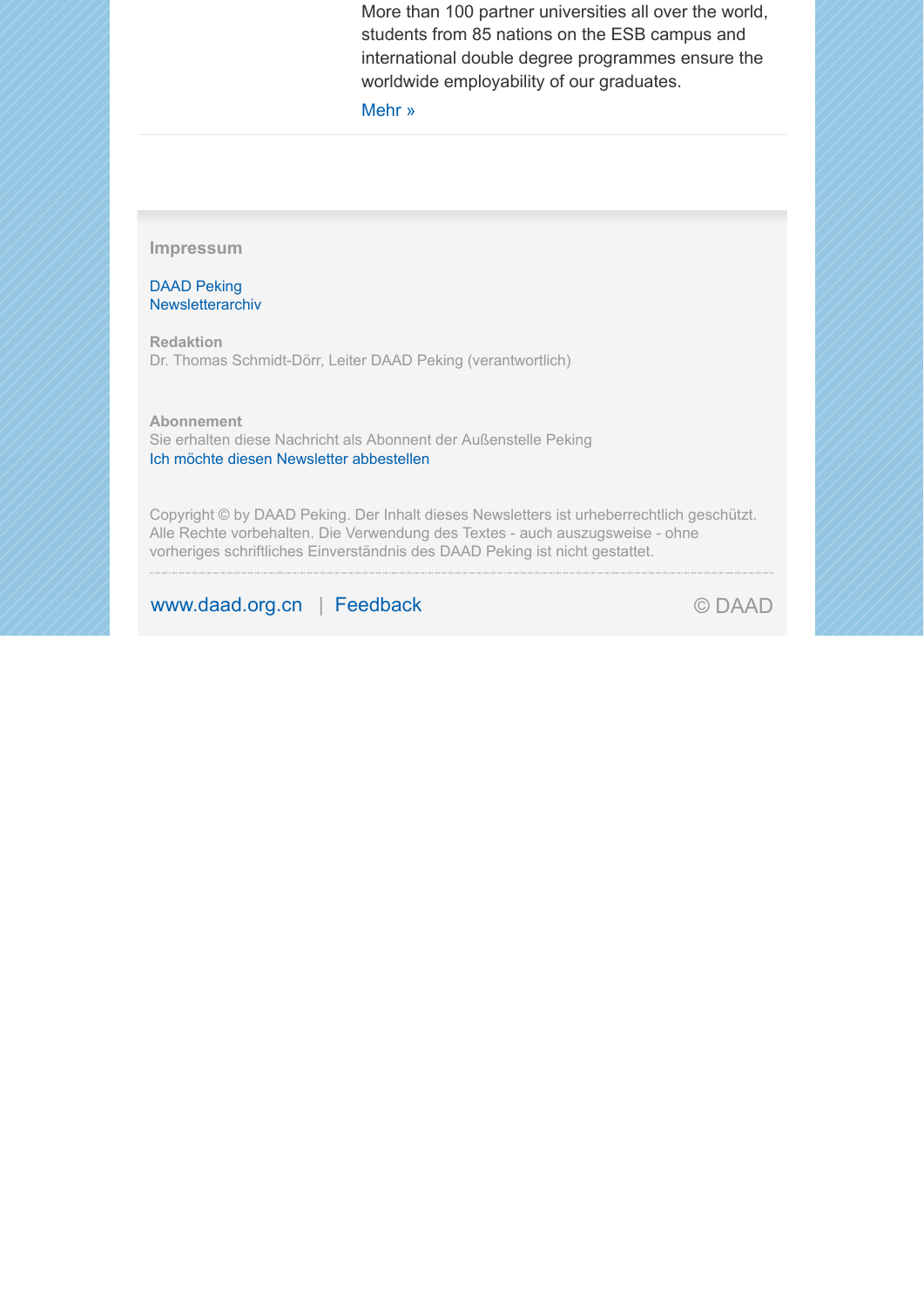More than 100 partner universities all over the world, students from 85 nations on the ESB campus and international double degree programmes ensure the worldwide employability of our graduates.

Mehr »

## Impressum

DAAD Peking
Newsletterarchiv

**Redaktion**
Dr. Thomas Schmidt-Dörr, Leiter DAAD Peking (verantwortlich)

**Abonnement**
Sie erhalten diese Nachricht als Abonnent der Außenstelle Peking
Ich möchte diesen Newsletter abbestellen

Copyright © by DAAD Peking. Der Inhalt dieses Newsletters ist urheberrechtlich geschützt. Alle Rechte vorbehalten. Die Verwendung des Textes - auch auszugsweise - ohne vorheriges schriftliches Einverständnis des DAAD Peking ist nicht gestattet.

www.daad.org.cn | Feedback © DAAD